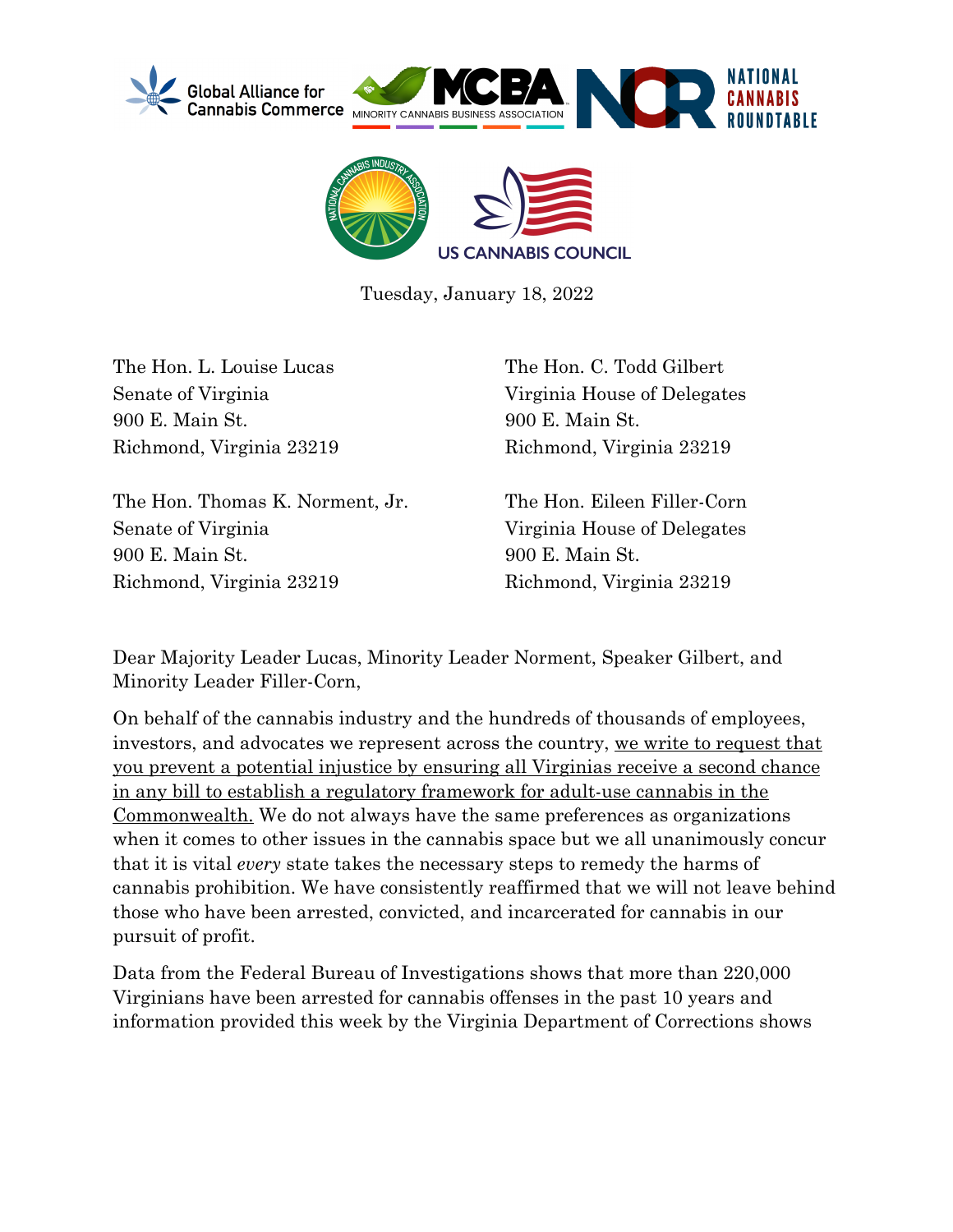Global Alliance for Cannabis Commerce | MCBA Minority Cannabis Business Association | National Cannabis Roundtable | National Cannabis Industry Association | US Cannabis Council

Tuesday, January 18, 2022

The Hon. L. Louise Lucas
Senate of Virginia
900 E. Main St.
Richmond, Virginia 23219

The Hon. Thomas K. Norment, Jr.
Senate of Virginia
900 E. Main St.
Richmond, Virginia 23219

The Hon. C. Todd Gilbert
Virginia House of Delegates
900 E. Main St.
Richmond, Virginia 23219

The Hon. Eileen Filler-Corn
Virginia House of Delegates
900 E. Main St.
Richmond, Virginia 23219

Dear Majority Leader Lucas, Minority Leader Norment, Speaker Gilbert, and Minority Leader Filler-Corn,

On behalf of the cannabis industry and the hundreds of thousands of employees, investors, and advocates we represent across the country, <u>we write to request that you prevent a potential injustice by ensuring all Virginias receive a second chance in any bill to establish a regulatory framework for adult-use cannabis in the Commonwealth.</u> We do not always have the same preferences as organizations when it comes to other issues in the cannabis space but we all unanimously concur that it is vital *every* state takes the necessary steps to remedy the harms of cannabis prohibition. We have consistently reaffirmed that we will not leave behind those who have been arrested, convicted, and incarcerated for cannabis in our pursuit of profit.

Data from the Federal Bureau of Investigations shows that more than 220,000 Virginians have been arrested for cannabis offenses in the past 10 years and information provided this week by the Virginia Department of Corrections shows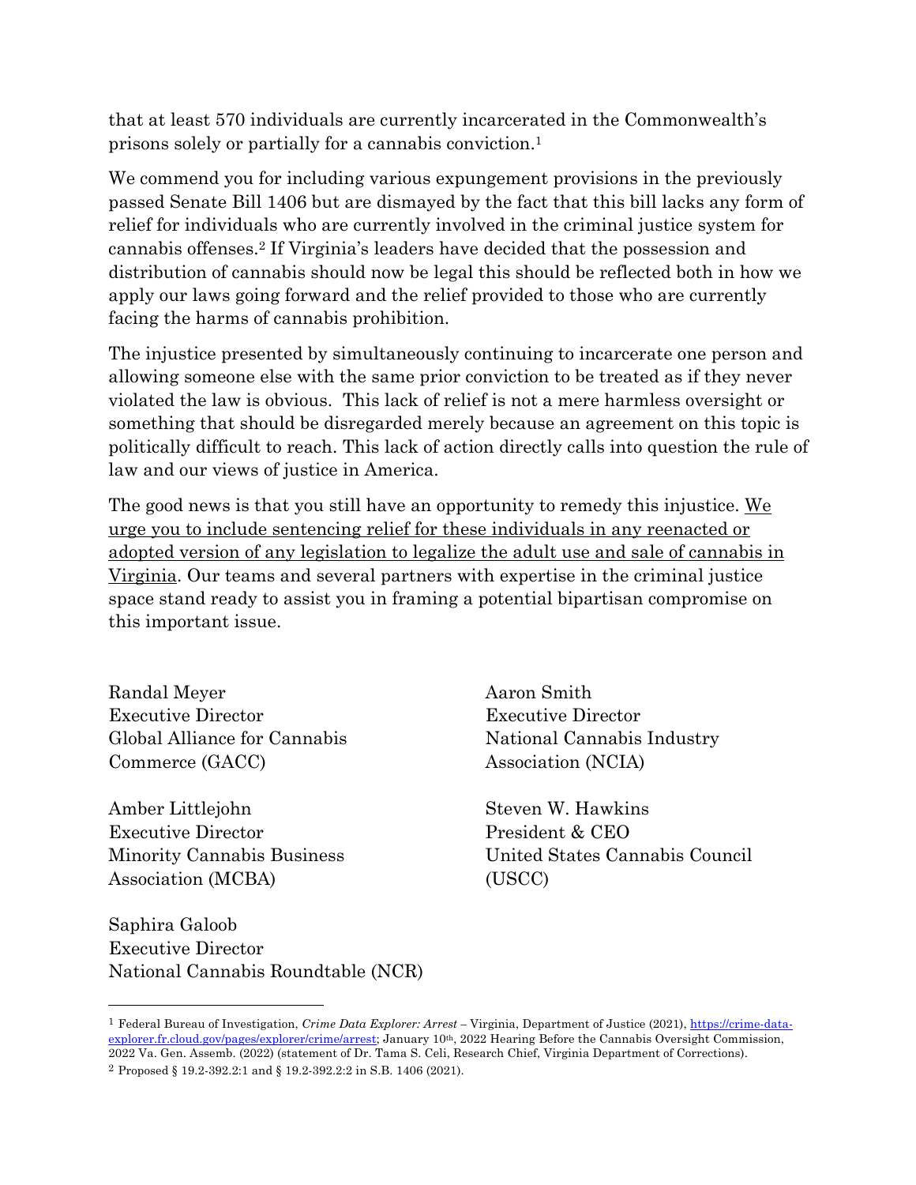that at least 570 individuals are currently incarcerated in the Commonwealth's prisons solely or partially for a cannabis conviction.[1]

We commend you for including various expungement provisions in the previously passed Senate Bill 1406 but are dismayed by the fact that this bill lacks any form of relief for individuals who are currently involved in the criminal justice system for cannabis offenses.[2] If Virginia's leaders have decided that the possession and distribution of cannabis should now be legal this should be reflected both in how we apply our laws going forward and the relief provided to those who are currently facing the harms of cannabis prohibition.

The injustice presented by simultaneously continuing to incarcerate one person and allowing someone else with the same prior conviction to be treated as if they never violated the law is obvious. This lack of relief is not a mere harmless oversight or something that should be disregarded merely because an agreement on this topic is politically difficult to reach. This lack of action directly calls into question the rule of law and our views of justice in America.

The good news is that you still have an opportunity to remedy this injustice. <u>We urge you to include sentencing relief for these individuals in any reenacted or adopted version of any legislation to legalize the adult use and sale of cannabis in Virginia</u>. Our teams and several partners with expertise in the criminal justice space stand ready to assist you in framing a potential bipartisan compromise on this important issue.

Randal Meyer
Executive Director
Global Alliance for Cannabis Commerce (GACC)

Aaron Smith
Executive Director
National Cannabis Industry Association (NCIA)

Amber Littlejohn
Executive Director
Minority Cannabis Business Association (MCBA)

Steven W. Hawkins
President & CEO
United States Cannabis Council (USCC)

Saphira Galoob
Executive Director
National Cannabis Roundtable (NCR)

---

[1] Federal Bureau of Investigation, *Crime Data Explorer: Arrest* – Virginia, Department of Justice (2021), https://crime-data-explorer.fr.cloud.gov/pages/explorer/crime/arrest; January 10th, 2022 Hearing Before the Cannabis Oversight Commission, 2022 Va. Gen. Assemb. (2022) (statement of Dr. Tama S. Celi, Research Chief, Virginia Department of Corrections).

[2] Proposed § 19.2-392.2:1 and § 19.2-392.2:2 in S.B. 1406 (2021).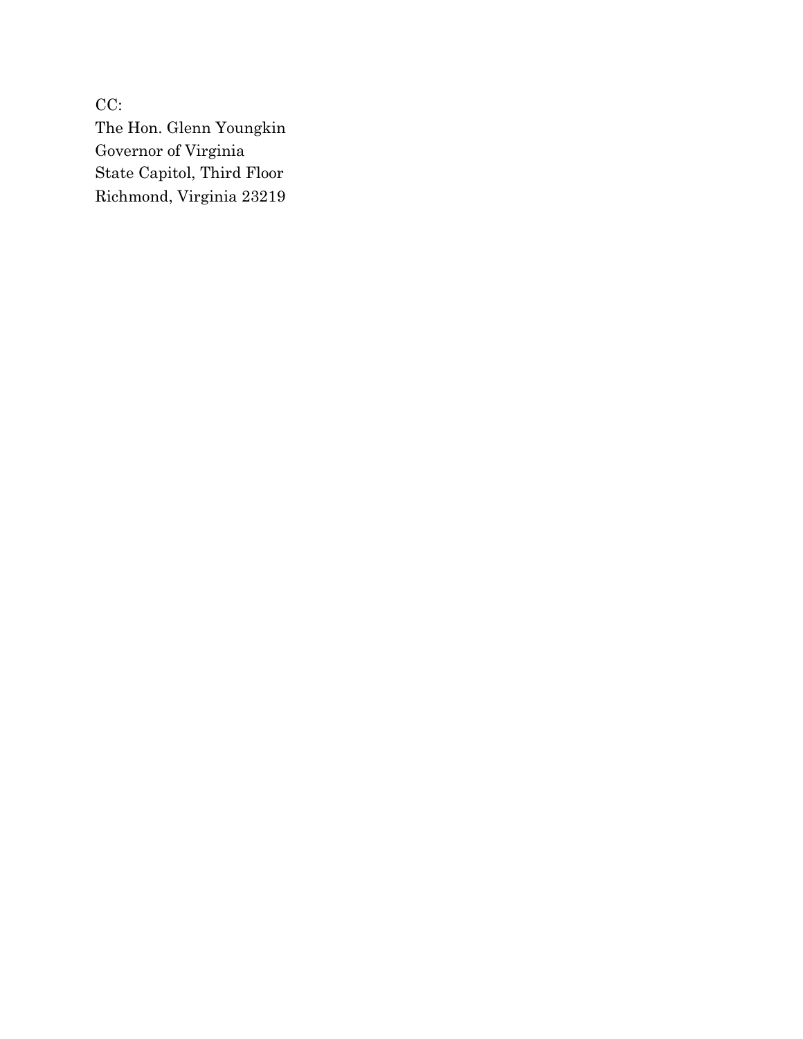CC:
The Hon. Glenn Youngkin
Governor of Virginia
State Capitol, Third Floor
Richmond, Virginia 23219